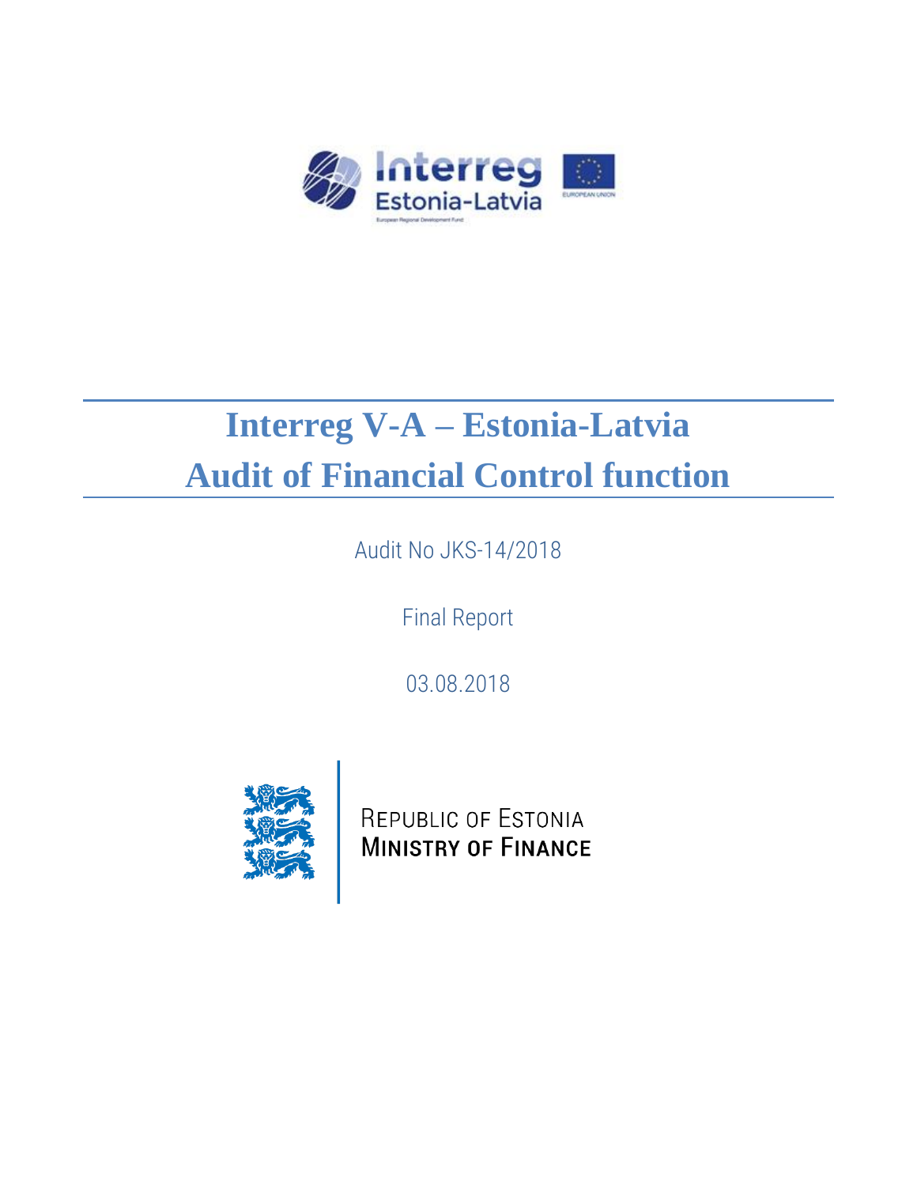# Interreg V-A – Estonia-Latvia

# Audit of Financial Control function

Audit No JKS-14/2018

Final Report

03.08.2018

Republic of Estonia
Ministry of Finance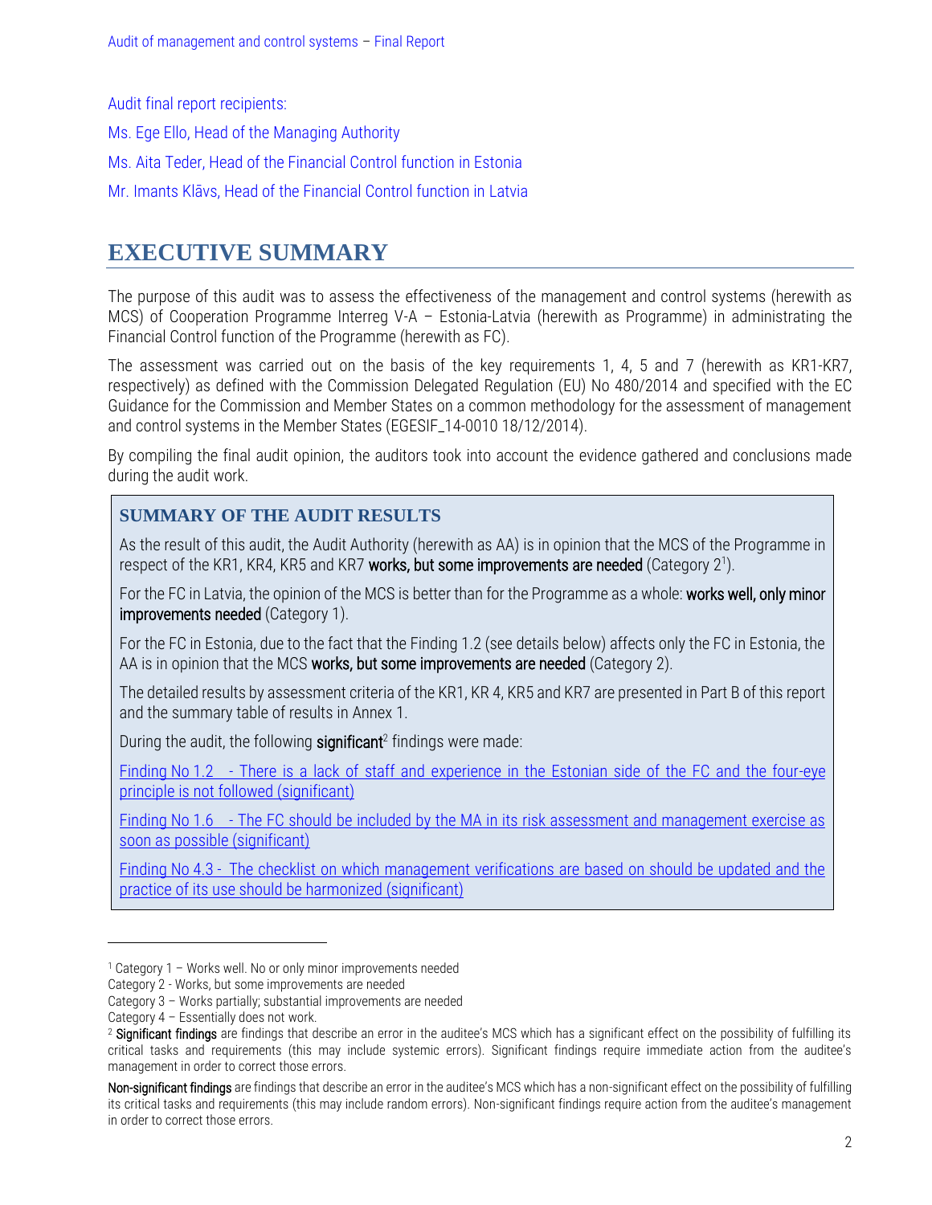Audit final report recipients:

Ms. Ege Ello, Head of the Managing Authority

Ms. Aita Teder, Head of the Financial Control function in Estonia

Mr. Imants Klāvs, Head of the Financial Control function in Latvia

# EXECUTIVE SUMMARY

The purpose of this audit was to assess the effectiveness of the management and control systems (herewith as MCS) of Cooperation Programme Interreg V-A – Estonia-Latvia (herewith as Programme) in administrating the Financial Control function of the Programme (herewith as FC).

The assessment was carried out on the basis of the key requirements 1, 4, 5 and 7 (herewith as KR1-KR7, respectively) as defined with the Commission Delegated Regulation (EU) No 480/2014 and specified with the EC Guidance for the Commission and Member States on a common methodology for the assessment of management and control systems in the Member States (EGESIF_14-0010 18/12/2014).

By compiling the final audit opinion, the auditors took into account the evidence gathered and conclusions made during the audit work.

## SUMMARY OF THE AUDIT RESULTS

As the result of this audit, the Audit Authority (herewith as AA) is in opinion that the MCS of the Programme in respect of the KR1, KR4, KR5 and KR7 **works, but some improvements are needed** (Category 2[1]).

For the FC in Latvia, the opinion of the MCS is better than for the Programme as a whole: **works well, only minor improvements needed** (Category 1).

For the FC in Estonia, due to the fact that the Finding 1.2 (see details below) affects only the FC in Estonia, the AA is in opinion that the MCS **works, but some improvements are needed** (Category 2).

The detailed results by assessment criteria of the KR1, KR 4, KR5 and KR7 are presented in Part B of this report and the summary table of results in Annex 1.

During the audit, the following **significant**[2] findings were made:

Finding No 1.2 - There is a lack of staff and experience in the Estonian side of the FC and the four-eye principle is not followed (significant)

Finding No 1.6 - The FC should be included by the MA in its risk assessment and management exercise as soon as possible (significant)

Finding No 4.3 - The checklist on which management verifications are based on should be updated and the practice of its use should be harmonized (significant)

---

[1] Category 1 – Works well. No or only minor improvements needed

Category 2 - Works, but some improvements are needed

Category 3 – Works partially; substantial improvements are needed

Category 4 – Essentially does not work.

[2] **Significant findings** are findings that describe an error in the auditee's MCS which has a significant effect on the possibility of fulfilling its critical tasks and requirements (this may include systemic errors). Significant findings require immediate action from the auditee's management in order to correct those errors.

**Non-significant findings** are findings that describe an error in the auditee's MCS which has a non-significant effect on the possibility of fulfilling its critical tasks and requirements (this may include random errors). Non-significant findings require action from the auditee's management in order to correct those errors.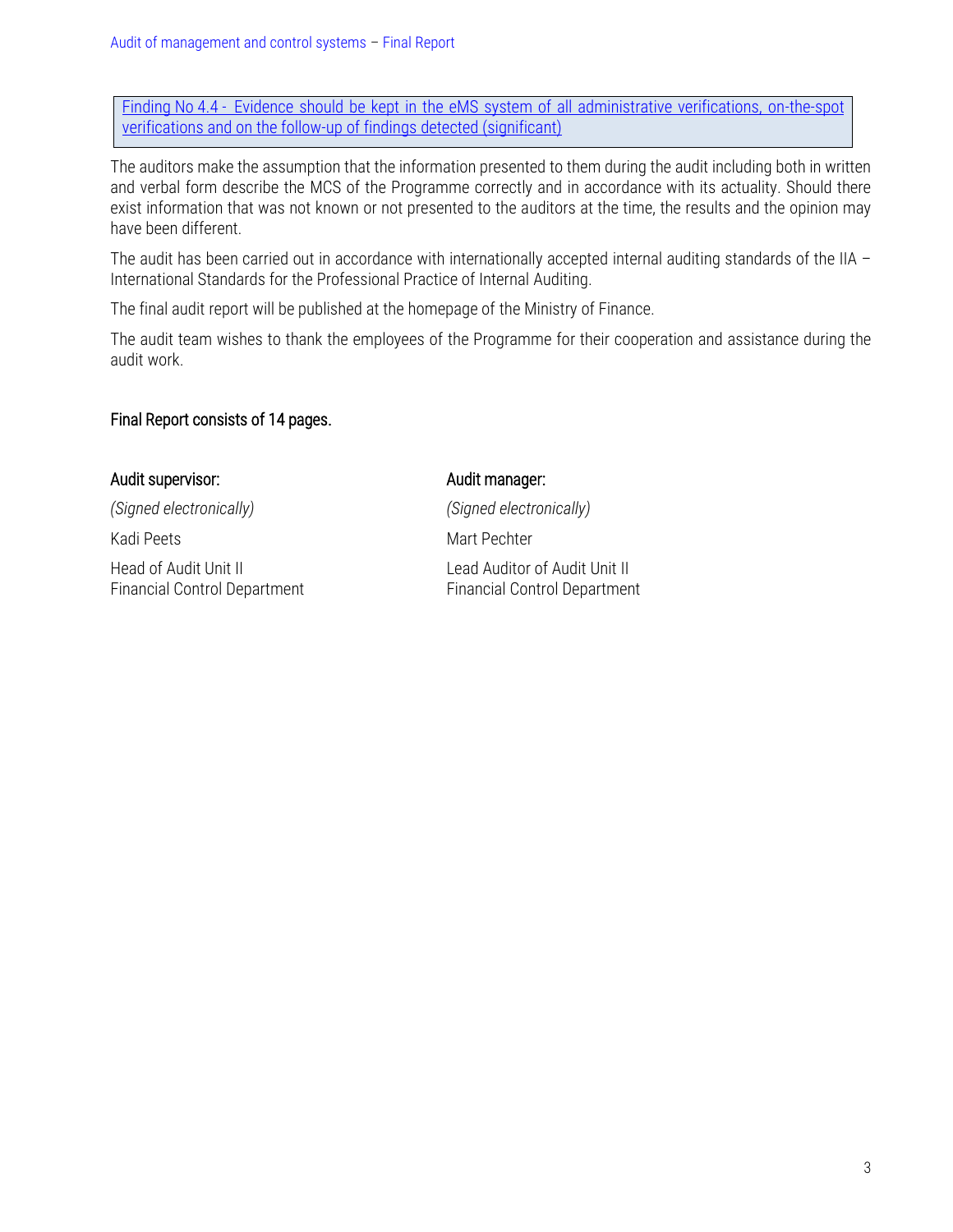Finding No 4.4 - Evidence should be kept in the eMS system of all administrative verifications, on-the-spot verifications and on the follow-up of findings detected (significant)

The auditors make the assumption that the information presented to them during the audit including both in written and verbal form describe the MCS of the Programme correctly and in accordance with its actuality. Should there exist information that was not known or not presented to the auditors at the time, the results and the opinion may have been different.

The audit has been carried out in accordance with internationally accepted internal auditing standards of the IIA – International Standards for the Professional Practice of Internal Auditing.

The final audit report will be published at the homepage of the Ministry of Finance.

The audit team wishes to thank the employees of the Programme for their cooperation and assistance during the audit work.

**Final Report consists of 14 pages.**

**Audit supervisor:**

*(Signed electronically)*

Kadi Peets

Head of Audit Unit II
Financial Control Department

**Audit manager:**

*(Signed electronically)*

Mart Pechter

Lead Auditor of Audit Unit II
Financial Control Department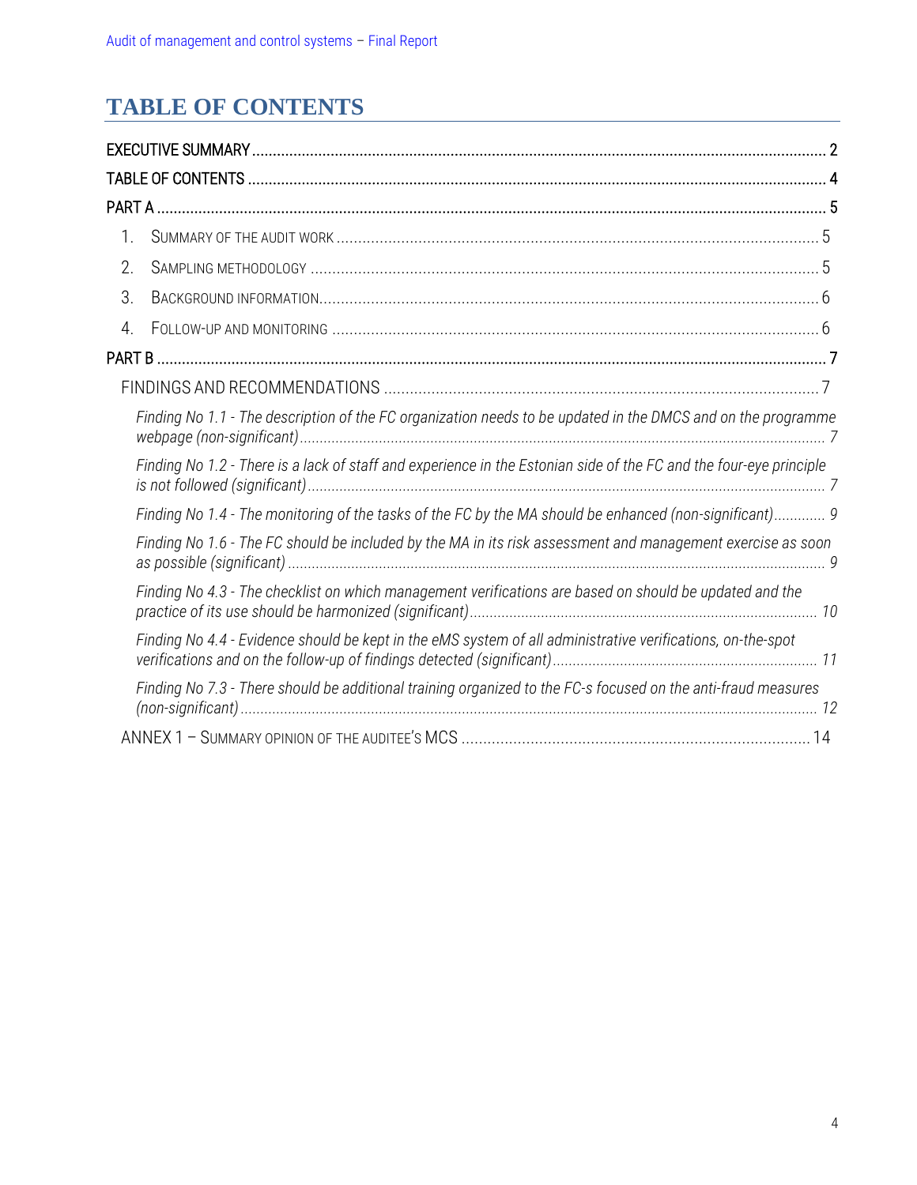# TABLE OF CONTENTS

EXECUTIVE SUMMARY ........................................................................ 2

TABLE OF CONTENTS ........................................................................ 4

PART A ........................................................................ 5

1. SUMMARY OF THE AUDIT WORK ........................................................................ 5
2. SAMPLING METHODOLOGY ........................................................................ 5
3. BACKGROUND INFORMATION ........................................................................ 6
4. FOLLOW-UP AND MONITORING ........................................................................ 6

PART B ........................................................................ 7

FINDINGS AND RECOMMENDATIONS ........................................................................ 7

*Finding No 1.1 - The description of the FC organization needs to be updated in the DMCS and on the programme webpage (non-significant)* ........................................................................ *7*

*Finding No 1.2 - There is a lack of staff and experience in the Estonian side of the FC and the four-eye principle is not followed (significant)* ........................................................................ *7*

*Finding No 1.4 - The monitoring of the tasks of the FC by the MA should be enhanced (non-significant)* ............ *9*

*Finding No 1.6 - The FC should be included by the MA in its risk assessment and management exercise as soon as possible (significant)* ........................................................................ *9*

*Finding No 4.3 - The checklist on which management verifications are based on should be updated and the practice of its use should be harmonized (significant)* ........................................................................ *10*

*Finding No 4.4 - Evidence should be kept in the eMS system of all administrative verifications, on-the-spot verifications and on the follow-up of findings detected (significant)* ........................................................................ *11*

*Finding No 7.3 - There should be additional training organized to the FC-s focused on the anti-fraud measures (non-significant)* ........................................................................ *12*

ANNEX 1 – SUMMARY OPINION OF THE AUDITEE'S MCS ........................................................................ 14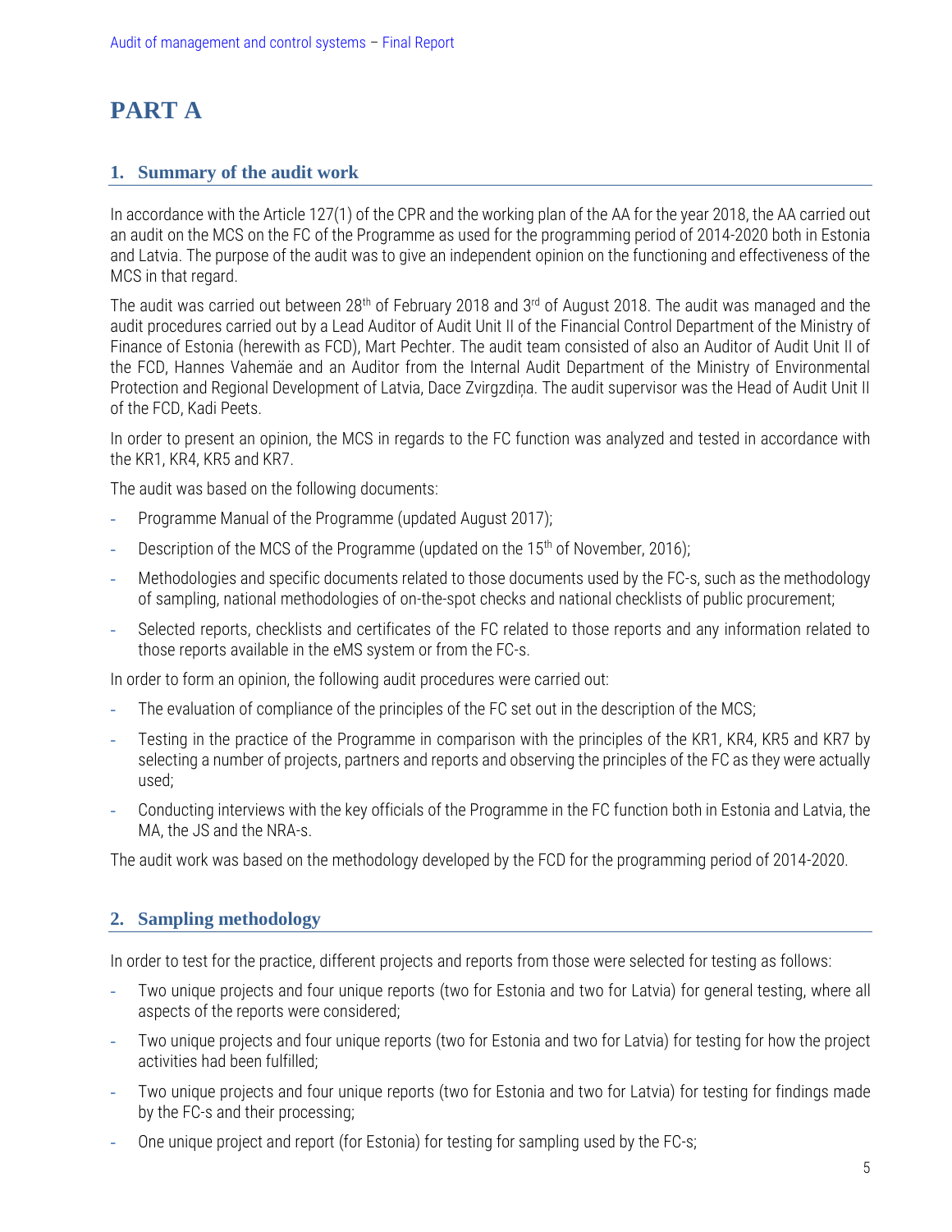# PART A

## 1. Summary of the audit work

In accordance with the Article 127(1) of the CPR and the working plan of the AA for the year 2018, the AA carried out an audit on the MCS on the FC of the Programme as used for the programming period of 2014-2020 both in Estonia and Latvia. The purpose of the audit was to give an independent opinion on the functioning and effectiveness of the MCS in that regard.

The audit was carried out between 28th of February 2018 and 3rd of August 2018. The audit was managed and the audit procedures carried out by a Lead Auditor of Audit Unit II of the Financial Control Department of the Ministry of Finance of Estonia (herewith as FCD), Mart Pechter. The audit team consisted of also an Auditor of Audit Unit II of the FCD, Hannes Vahemäe and an Auditor from the Internal Audit Department of the Ministry of Environmental Protection and Regional Development of Latvia, Dace Zvirgzdiņa. The audit supervisor was the Head of Audit Unit II of the FCD, Kadi Peets.

In order to present an opinion, the MCS in regards to the FC function was analyzed and tested in accordance with the KR1, KR4, KR5 and KR7.

The audit was based on the following documents:

- Programme Manual of the Programme (updated August 2017);
- Description of the MCS of the Programme (updated on the 15th of November, 2016);
- Methodologies and specific documents related to those documents used by the FC-s, such as the methodology of sampling, national methodologies of on-the-spot checks and national checklists of public procurement;
- Selected reports, checklists and certificates of the FC related to those reports and any information related to those reports available in the eMS system or from the FC-s.

In order to form an opinion, the following audit procedures were carried out:

- The evaluation of compliance of the principles of the FC set out in the description of the MCS;
- Testing in the practice of the Programme in comparison with the principles of the KR1, KR4, KR5 and KR7 by selecting a number of projects, partners and reports and observing the principles of the FC as they were actually used;
- Conducting interviews with the key officials of the Programme in the FC function both in Estonia and Latvia, the MA, the JS and the NRA-s.

The audit work was based on the methodology developed by the FCD for the programming period of 2014-2020.

## 2. Sampling methodology

In order to test for the practice, different projects and reports from those were selected for testing as follows:

- Two unique projects and four unique reports (two for Estonia and two for Latvia) for general testing, where all aspects of the reports were considered;
- Two unique projects and four unique reports (two for Estonia and two for Latvia) for testing for how the project activities had been fulfilled;
- Two unique projects and four unique reports (two for Estonia and two for Latvia) for testing for findings made by the FC-s and their processing;
- One unique project and report (for Estonia) for testing for sampling used by the FC-s;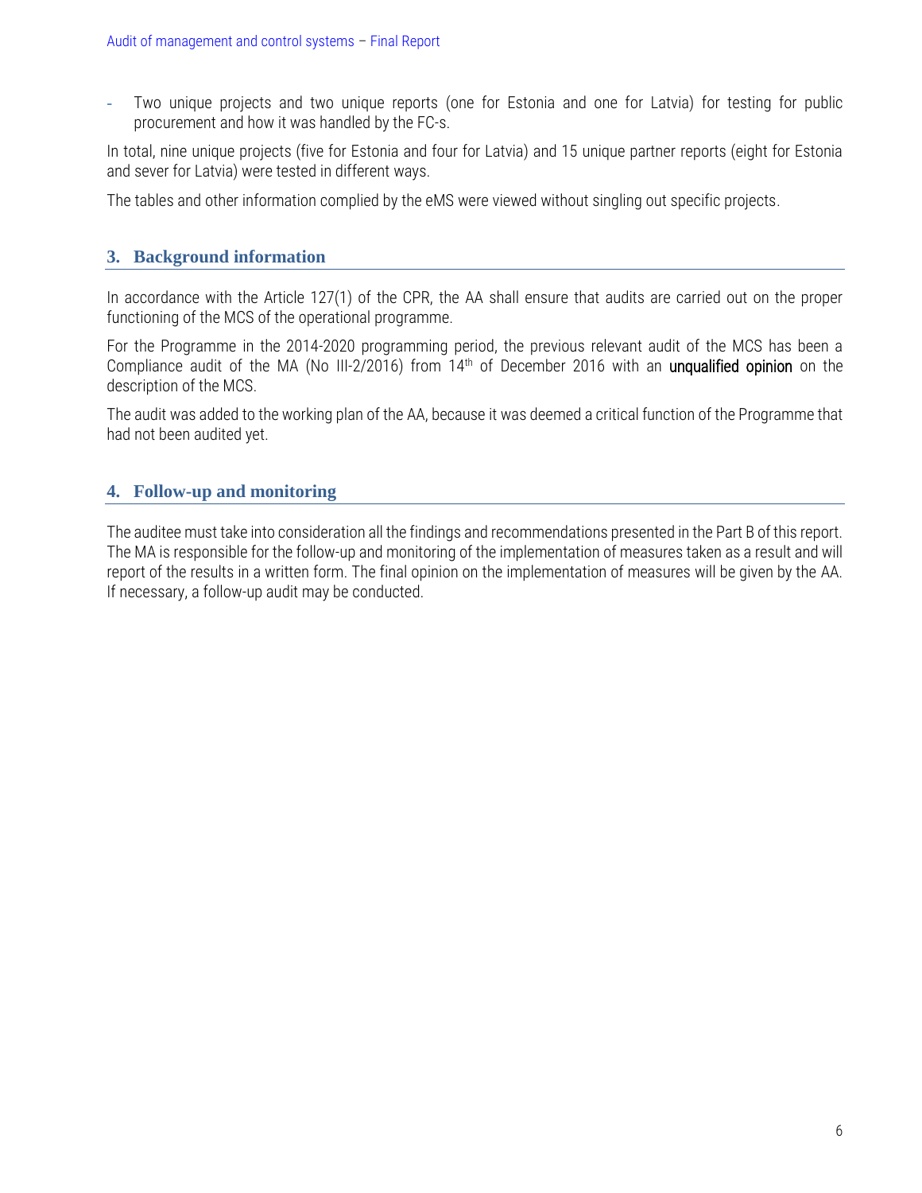- Two unique projects and two unique reports (one for Estonia and one for Latvia) for testing for public procurement and how it was handled by the FC-s.

In total, nine unique projects (five for Estonia and four for Latvia) and 15 unique partner reports (eight for Estonia and sever for Latvia) were tested in different ways.

The tables and other information complied by the eMS were viewed without singling out specific projects.

## 3. Background information

In accordance with the Article 127(1) of the CPR, the AA shall ensure that audits are carried out on the proper functioning of the MCS of the operational programme.

For the Programme in the 2014-2020 programming period, the previous relevant audit of the MCS has been a Compliance audit of the MA (No III-2/2016) from 14th of December 2016 with an **unqualified opinion** on the description of the MCS.

The audit was added to the working plan of the AA, because it was deemed a critical function of the Programme that had not been audited yet.

## 4. Follow-up and monitoring

The auditee must take into consideration all the findings and recommendations presented in the Part B of this report. The MA is responsible for the follow-up and monitoring of the implementation of measures taken as a result and will report of the results in a written form. The final opinion on the implementation of measures will be given by the AA. If necessary, a follow-up audit may be conducted.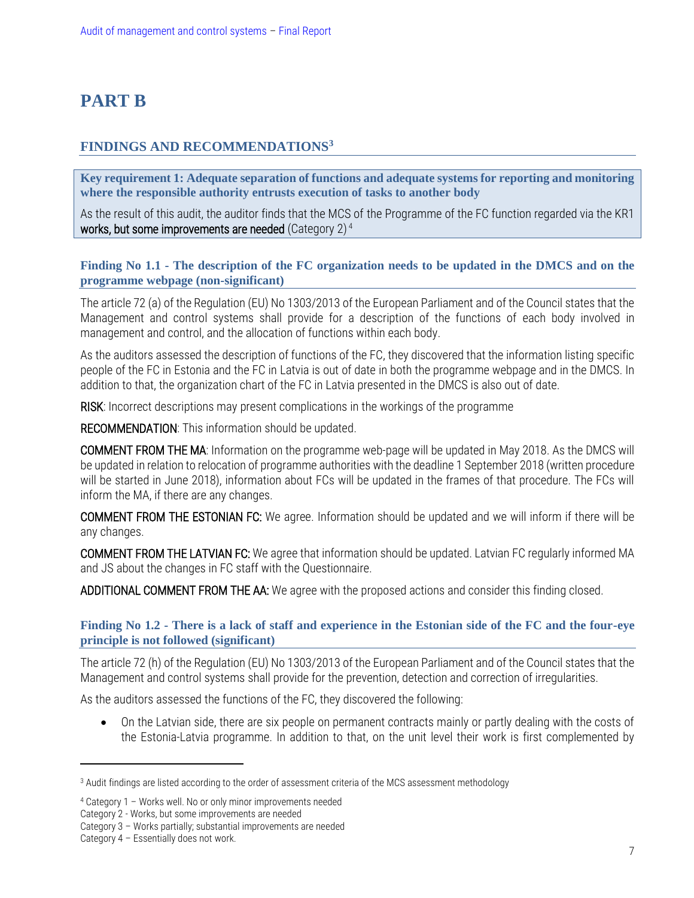# PART B

## FINDINGS AND RECOMMENDATIONS[3]

**Key requirement 1: Adequate separation of functions and adequate systems for reporting and monitoring where the responsible authority entrusts execution of tasks to another body**

As the result of this audit, the auditor finds that the MCS of the Programme of the FC function regarded via the KR1 works, but some improvements are needed (Category 2)[4]

### Finding No 1.1 - The description of the FC organization needs to be updated in the DMCS and on the programme webpage (non-significant)

The article 72 (a) of the Regulation (EU) No 1303/2013 of the European Parliament and of the Council states that the Management and control systems shall provide for a description of the functions of each body involved in management and control, and the allocation of functions within each body.

As the auditors assessed the description of functions of the FC, they discovered that the information listing specific people of the FC in Estonia and the FC in Latvia is out of date in both the programme webpage and in the DMCS. In addition to that, the organization chart of the FC in Latvia presented in the DMCS is also out of date.

RISK: Incorrect descriptions may present complications in the workings of the programme

RECOMMENDATION: This information should be updated.

COMMENT FROM THE MA: Information on the programme web-page will be updated in May 2018. As the DMCS will be updated in relation to relocation of programme authorities with the deadline 1 September 2018 (written procedure will be started in June 2018), information about FCs will be updated in the frames of that procedure. The FCs will inform the MA, if there are any changes.

COMMENT FROM THE ESTONIAN FC: We agree. Information should be updated and we will inform if there will be any changes.

COMMENT FROM THE LATVIAN FC: We agree that information should be updated. Latvian FC regularly informed MA and JS about the changes in FC staff with the Questionnaire.

ADDITIONAL COMMENT FROM THE AA: We agree with the proposed actions and consider this finding closed.

### Finding No 1.2 - There is a lack of staff and experience in the Estonian side of the FC and the four-eye principle is not followed (significant)

The article 72 (h) of the Regulation (EU) No 1303/2013 of the European Parliament and of the Council states that the Management and control systems shall provide for the prevention, detection and correction of irregularities.

As the auditors assessed the functions of the FC, they discovered the following:

- On the Latvian side, there are six people on permanent contracts mainly or partly dealing with the costs of the Estonia-Latvia programme. In addition to that, on the unit level their work is first complemented by

---

[3] Audit findings are listed according to the order of assessment criteria of the MCS assessment methodology

[4] Category 1 – Works well. No or only minor improvements needed
Category 2 - Works, but some improvements are needed
Category 3 – Works partially; substantial improvements are needed
Category 4 – Essentially does not work.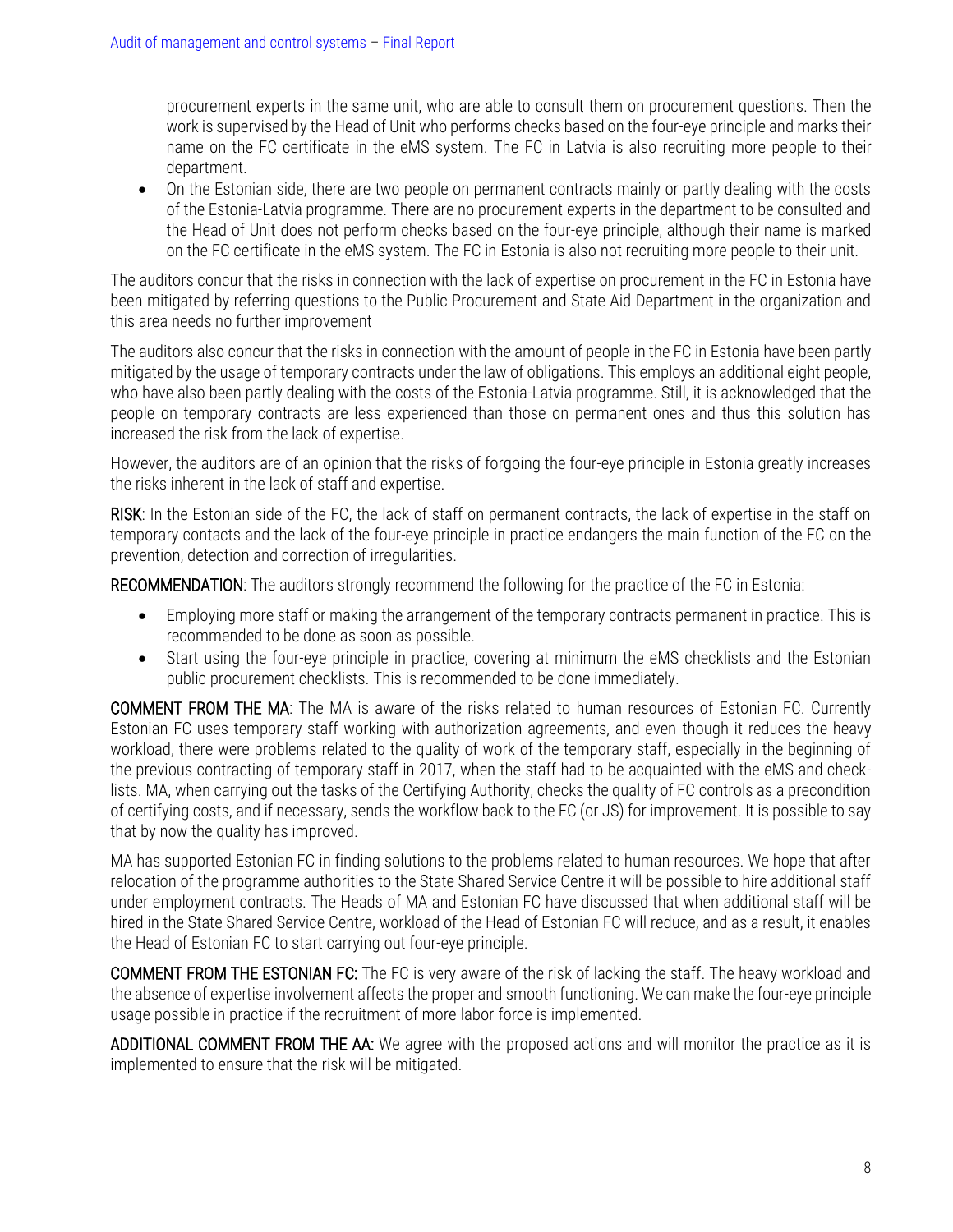procurement experts in the same unit, who are able to consult them on procurement questions. Then the work is supervised by the Head of Unit who performs checks based on the four-eye principle and marks their name on the FC certificate in the eMS system. The FC in Latvia is also recruiting more people to their department.

- On the Estonian side, there are two people on permanent contracts mainly or partly dealing with the costs of the Estonia-Latvia programme. There are no procurement experts in the department to be consulted and the Head of Unit does not perform checks based on the four-eye principle, although their name is marked on the FC certificate in the eMS system. The FC in Estonia is also not recruiting more people to their unit.

The auditors concur that the risks in connection with the lack of expertise on procurement in the FC in Estonia have been mitigated by referring questions to the Public Procurement and State Aid Department in the organization and this area needs no further improvement

The auditors also concur that the risks in connection with the amount of people in the FC in Estonia have been partly mitigated by the usage of temporary contracts under the law of obligations. This employs an additional eight people, who have also been partly dealing with the costs of the Estonia-Latvia programme. Still, it is acknowledged that the people on temporary contracts are less experienced than those on permanent ones and thus this solution has increased the risk from the lack of expertise.

However, the auditors are of an opinion that the risks of forgoing the four-eye principle in Estonia greatly increases the risks inherent in the lack of staff and expertise.

**RISK**: In the Estonian side of the FC, the lack of staff on permanent contracts, the lack of expertise in the staff on temporary contacts and the lack of the four-eye principle in practice endangers the main function of the FC on the prevention, detection and correction of irregularities.

**RECOMMENDATION**: The auditors strongly recommend the following for the practice of the FC in Estonia:

- Employing more staff or making the arrangement of the temporary contracts permanent in practice. This is recommended to be done as soon as possible.
- Start using the four-eye principle in practice, covering at minimum the eMS checklists and the Estonian public procurement checklists. This is recommended to be done immediately.

**COMMENT FROM THE MA**: The MA is aware of the risks related to human resources of Estonian FC. Currently Estonian FC uses temporary staff working with authorization agreements, and even though it reduces the heavy workload, there were problems related to the quality of work of the temporary staff, especially in the beginning of the previous contracting of temporary staff in 2017, when the staff had to be acquainted with the eMS and check-lists. MA, when carrying out the tasks of the Certifying Authority, checks the quality of FC controls as a precondition of certifying costs, and if necessary, sends the workflow back to the FC (or JS) for improvement. It is possible to say that by now the quality has improved.

MA has supported Estonian FC in finding solutions to the problems related to human resources. We hope that after relocation of the programme authorities to the State Shared Service Centre it will be possible to hire additional staff under employment contracts. The Heads of MA and Estonian FC have discussed that when additional staff will be hired in the State Shared Service Centre, workload of the Head of Estonian FC will reduce, and as a result, it enables the Head of Estonian FC to start carrying out four-eye principle.

**COMMENT FROM THE ESTONIAN FC:** The FC is very aware of the risk of lacking the staff. The heavy workload and the absence of expertise involvement affects the proper and smooth functioning. We can make the four-eye principle usage possible in practice if the recruitment of more labor force is implemented.

**ADDITIONAL COMMENT FROM THE AA:** We agree with the proposed actions and will monitor the practice as it is implemented to ensure that the risk will be mitigated.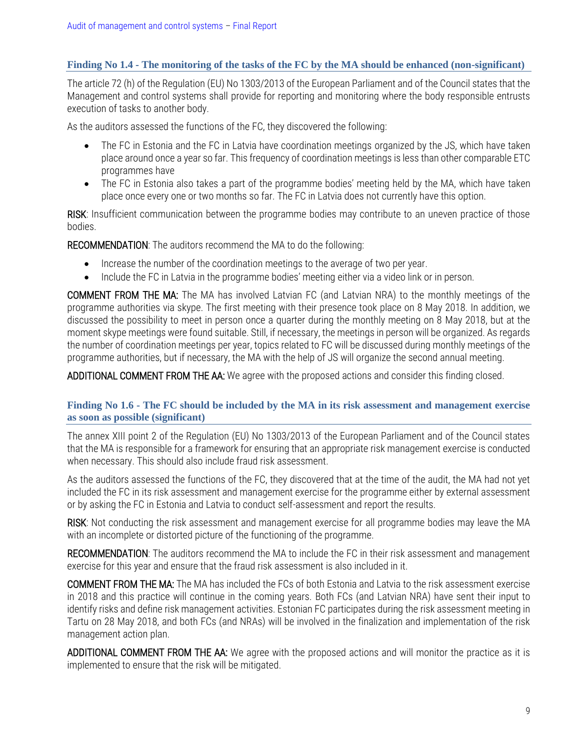### Finding No 1.4 - The monitoring of the tasks of the FC by the MA should be enhanced (non-significant)

The article 72 (h) of the Regulation (EU) No 1303/2013 of the European Parliament and of the Council states that the Management and control systems shall provide for reporting and monitoring where the body responsible entrusts execution of tasks to another body.

As the auditors assessed the functions of the FC, they discovered the following:

- The FC in Estonia and the FC in Latvia have coordination meetings organized by the JS, which have taken place around once a year so far. This frequency of coordination meetings is less than other comparable ETC programmes have
- The FC in Estonia also takes a part of the programme bodies' meeting held by the MA, which have taken place once every one or two months so far. The FC in Latvia does not currently have this option.

**RISK**: Insufficient communication between the programme bodies may contribute to an uneven practice of those bodies.

**RECOMMENDATION**: The auditors recommend the MA to do the following:

- Increase the number of the coordination meetings to the average of two per year.
- Include the FC in Latvia in the programme bodies' meeting either via a video link or in person.

**COMMENT FROM THE MA:** The MA has involved Latvian FC (and Latvian NRA) to the monthly meetings of the programme authorities via skype. The first meeting with their presence took place on 8 May 2018. In addition, we discussed the possibility to meet in person once a quarter during the monthly meeting on 8 May 2018, but at the moment skype meetings were found suitable. Still, if necessary, the meetings in person will be organized. As regards the number of coordination meetings per year, topics related to FC will be discussed during monthly meetings of the programme authorities, but if necessary, the MA with the help of JS will organize the second annual meeting.

**ADDITIONAL COMMENT FROM THE AA:** We agree with the proposed actions and consider this finding closed.

### Finding No 1.6 - The FC should be included by the MA in its risk assessment and management exercise as soon as possible (significant)

The annex XIII point 2 of the Regulation (EU) No 1303/2013 of the European Parliament and of the Council states that the MA is responsible for a framework for ensuring that an appropriate risk management exercise is conducted when necessary. This should also include fraud risk assessment.

As the auditors assessed the functions of the FC, they discovered that at the time of the audit, the MA had not yet included the FC in its risk assessment and management exercise for the programme either by external assessment or by asking the FC in Estonia and Latvia to conduct self-assessment and report the results.

**RISK**: Not conducting the risk assessment and management exercise for all programme bodies may leave the MA with an incomplete or distorted picture of the functioning of the programme.

**RECOMMENDATION**: The auditors recommend the MA to include the FC in their risk assessment and management exercise for this year and ensure that the fraud risk assessment is also included in it.

**COMMENT FROM THE MA:** The MA has included the FCs of both Estonia and Latvia to the risk assessment exercise in 2018 and this practice will continue in the coming years. Both FCs (and Latvian NRA) have sent their input to identify risks and define risk management activities. Estonian FC participates during the risk assessment meeting in Tartu on 28 May 2018, and both FCs (and NRAs) will be involved in the finalization and implementation of the risk management action plan.

**ADDITIONAL COMMENT FROM THE AA:** We agree with the proposed actions and will monitor the practice as it is implemented to ensure that the risk will be mitigated.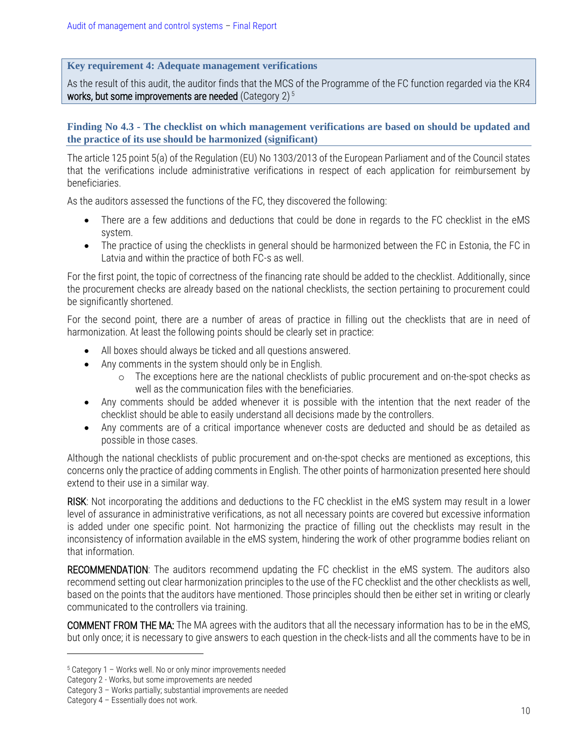**Key requirement 4: Adequate management verifications**

As the result of this audit, the auditor finds that the MCS of the Programme of the FC function regarded via the KR4 **works, but some improvements are needed** (Category 2) [5]

### Finding No 4.3 - The checklist on which management verifications are based on should be updated and the practice of its use should be harmonized (significant)

The article 125 point 5(a) of the Regulation (EU) No 1303/2013 of the European Parliament and of the Council states that the verifications include administrative verifications in respect of each application for reimbursement by beneficiaries.

As the auditors assessed the functions of the FC, they discovered the following:

- There are a few additions and deductions that could be done in regards to the FC checklist in the eMS system.
- The practice of using the checklists in general should be harmonized between the FC in Estonia, the FC in Latvia and within the practice of both FC-s as well.

For the first point, the topic of correctness of the financing rate should be added to the checklist. Additionally, since the procurement checks are already based on the national checklists, the section pertaining to procurement could be significantly shortened.

For the second point, there are a number of areas of practice in filling out the checklists that are in need of harmonization. At least the following points should be clearly set in practice:

- All boxes should always be ticked and all questions answered.
- Any comments in the system should only be in English.
  - The exceptions here are the national checklists of public procurement and on-the-spot checks as well as the communication files with the beneficiaries.
- Any comments should be added whenever it is possible with the intention that the next reader of the checklist should be able to easily understand all decisions made by the controllers.
- Any comments are of a critical importance whenever costs are deducted and should be as detailed as possible in those cases.

Although the national checklists of public procurement and on-the-spot checks are mentioned as exceptions, this concerns only the practice of adding comments in English. The other points of harmonization presented here should extend to their use in a similar way.

**RISK**: Not incorporating the additions and deductions to the FC checklist in the eMS system may result in a lower level of assurance in administrative verifications, as not all necessary points are covered but excessive information is added under one specific point. Not harmonizing the practice of filling out the checklists may result in the inconsistency of information available in the eMS system, hindering the work of other programme bodies reliant on that information.

**RECOMMENDATION**: The auditors recommend updating the FC checklist in the eMS system. The auditors also recommend setting out clear harmonization principles to the use of the FC checklist and the other checklists as well, based on the points that the auditors have mentioned. Those principles should then be either set in writing or clearly communicated to the controllers via training.

**COMMENT FROM THE MA:** The MA agrees with the auditors that all the necessary information has to be in the eMS, but only once; it is necessary to give answers to each question in the check-lists and all the comments have to be in

---

[5] Category 1 – Works well. No or only minor improvements needed
Category 2 - Works, but some improvements are needed
Category 3 – Works partially; substantial improvements are needed
Category 4 – Essentially does not work.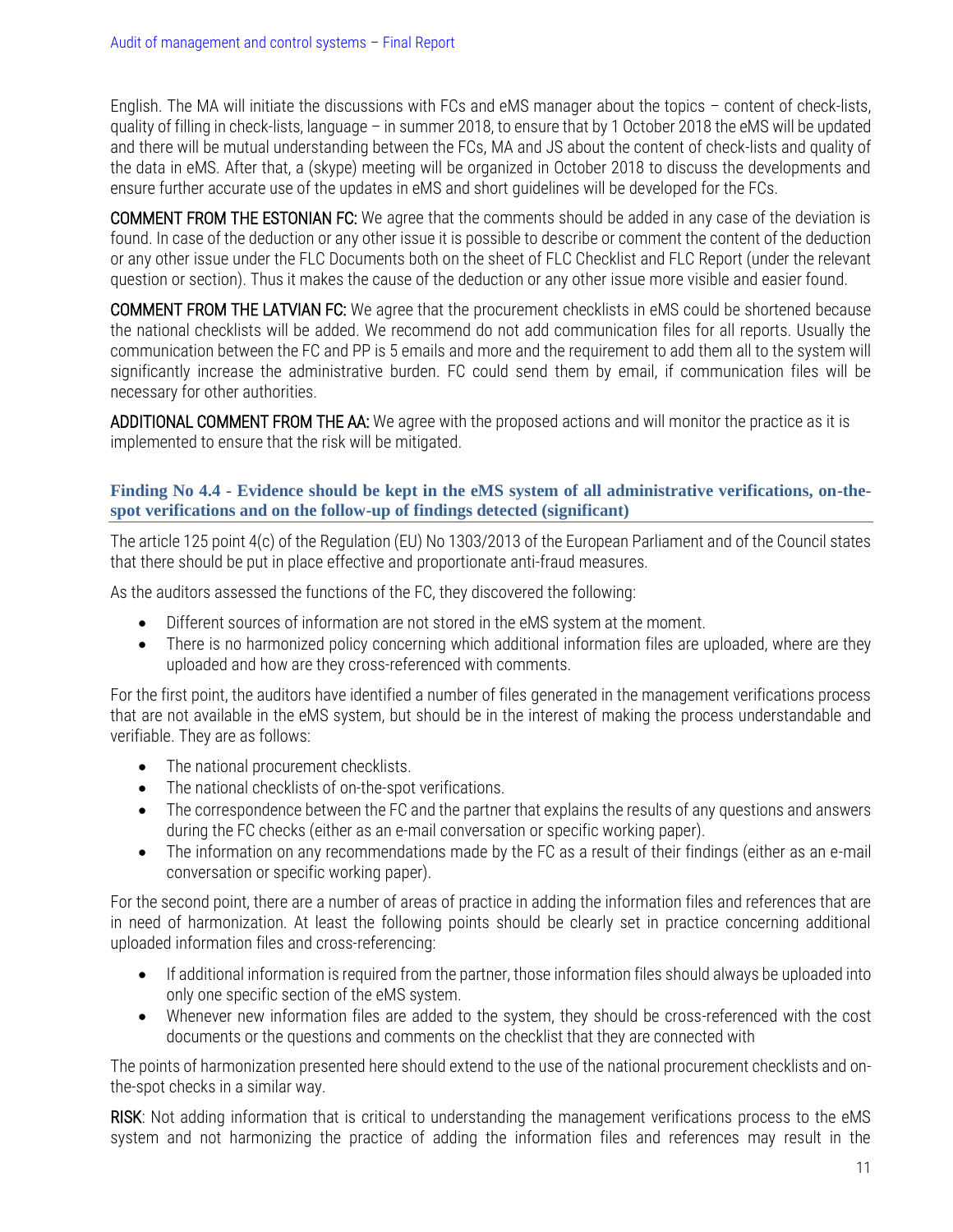English. The MA will initiate the discussions with FCs and eMS manager about the topics – content of check-lists, quality of filling in check-lists, language – in summer 2018, to ensure that by 1 October 2018 the eMS will be updated and there will be mutual understanding between the FCs, MA and JS about the content of check-lists and quality of the data in eMS. After that, a (skype) meeting will be organized in October 2018 to discuss the developments and ensure further accurate use of the updates in eMS and short guidelines will be developed for the FCs.

**COMMENT FROM THE ESTONIAN FC:** We agree that the comments should be added in any case of the deviation is found. In case of the deduction or any other issue it is possible to describe or comment the content of the deduction or any other issue under the FLC Documents both on the sheet of FLC Checklist and FLC Report (under the relevant question or section). Thus it makes the cause of the deduction or any other issue more visible and easier found.

**COMMENT FROM THE LATVIAN FC:** We agree that the procurement checklists in eMS could be shortened because the national checklists will be added. We recommend do not add communication files for all reports. Usually the communication between the FC and PP is 5 emails and more and the requirement to add them all to the system will significantly increase the administrative burden. FC could send them by email, if communication files will be necessary for other authorities.

**ADDITIONAL COMMENT FROM THE AA:** We agree with the proposed actions and will monitor the practice as it is implemented to ensure that the risk will be mitigated.

### Finding No 4.4 - Evidence should be kept in the eMS system of all administrative verifications, on-the-spot verifications and on the follow-up of findings detected (significant)

The article 125 point 4(c) of the Regulation (EU) No 1303/2013 of the European Parliament and of the Council states that there should be put in place effective and proportionate anti-fraud measures.

As the auditors assessed the functions of the FC, they discovered the following:

- Different sources of information are not stored in the eMS system at the moment.
- There is no harmonized policy concerning which additional information files are uploaded, where are they uploaded and how are they cross-referenced with comments.

For the first point, the auditors have identified a number of files generated in the management verifications process that are not available in the eMS system, but should be in the interest of making the process understandable and verifiable. They are as follows:

- The national procurement checklists.
- The national checklists of on-the-spot verifications.
- The correspondence between the FC and the partner that explains the results of any questions and answers during the FC checks (either as an e-mail conversation or specific working paper).
- The information on any recommendations made by the FC as a result of their findings (either as an e-mail conversation or specific working paper).

For the second point, there are a number of areas of practice in adding the information files and references that are in need of harmonization. At least the following points should be clearly set in practice concerning additional uploaded information files and cross-referencing:

- If additional information is required from the partner, those information files should always be uploaded into only one specific section of the eMS system.
- Whenever new information files are added to the system, they should be cross-referenced with the cost documents or the questions and comments on the checklist that they are connected with

The points of harmonization presented here should extend to the use of the national procurement checklists and on-the-spot checks in a similar way.

**RISK**: Not adding information that is critical to understanding the management verifications process to the eMS system and not harmonizing the practice of adding the information files and references may result in the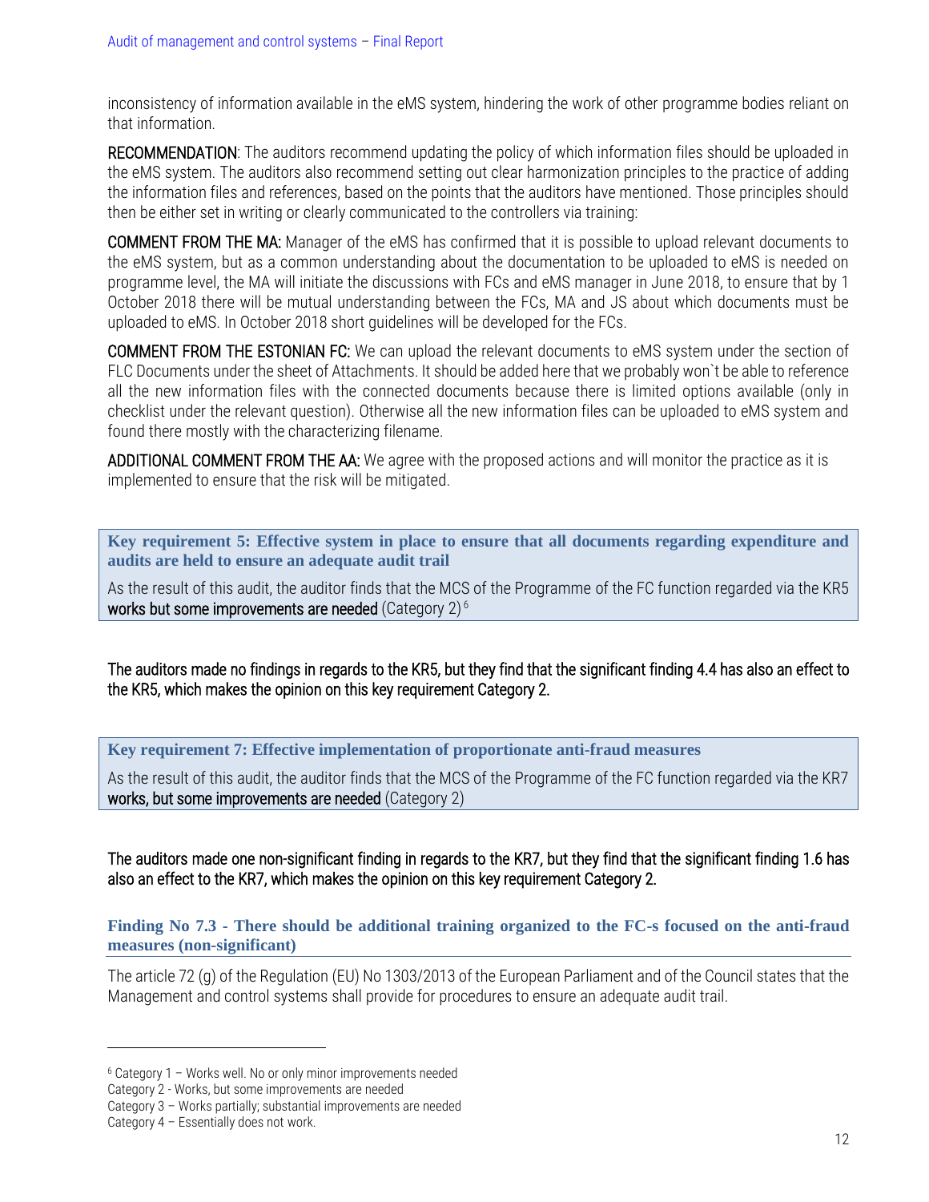inconsistency of information available in the eMS system, hindering the work of other programme bodies reliant on that information.

**RECOMMENDATION**: The auditors recommend updating the policy of which information files should be uploaded in the eMS system. The auditors also recommend setting out clear harmonization principles to the practice of adding the information files and references, based on the points that the auditors have mentioned. Those principles should then be either set in writing or clearly communicated to the controllers via training:

**COMMENT FROM THE MA:** Manager of the eMS has confirmed that it is possible to upload relevant documents to the eMS system, but as a common understanding about the documentation to be uploaded to eMS is needed on programme level, the MA will initiate the discussions with FCs and eMS manager in June 2018, to ensure that by 1 October 2018 there will be mutual understanding between the FCs, MA and JS about which documents must be uploaded to eMS. In October 2018 short guidelines will be developed for the FCs.

**COMMENT FROM THE ESTONIAN FC:** We can upload the relevant documents to eMS system under the section of FLC Documents under the sheet of Attachments. It should be added here that we probably won`t be able to reference all the new information files with the connected documents because there is limited options available (only in checklist under the relevant question). Otherwise all the new information files can be uploaded to eMS system and found there mostly with the characterizing filename.

**ADDITIONAL COMMENT FROM THE AA:** We agree with the proposed actions and will monitor the practice as it is implemented to ensure that the risk will be mitigated.

### Key requirement 5: Effective system in place to ensure that all documents regarding expenditure and audits are held to ensure an adequate audit trail

As the result of this audit, the auditor finds that the MCS of the Programme of the FC function regarded via the KR5 **works but some improvements are needed** (Category 2) [6]

**The auditors made no findings in regards to the KR5, but they find that the significant finding 4.4 has also an effect to the KR5, which makes the opinion on this key requirement Category 2.**

### Key requirement 7: Effective implementation of proportionate anti-fraud measures

As the result of this audit, the auditor finds that the MCS of the Programme of the FC function regarded via the KR7 **works, but some improvements are needed** (Category 2)

**The auditors made one non-significant finding in regards to the KR7, but they find that the significant finding 1.6 has also an effect to the KR7, which makes the opinion on this key requirement Category 2.**

#### Finding No 7.3 - There should be additional training organized to the FC-s focused on the anti-fraud measures (non-significant)

The article 72 (g) of the Regulation (EU) No 1303/2013 of the European Parliament and of the Council states that the Management and control systems shall provide for procedures to ensure an adequate audit trail.

---

[6] Category 1 – Works well. No or only minor improvements needed
Category 2 - Works, but some improvements are needed
Category 3 – Works partially; substantial improvements are needed
Category 4 – Essentially does not work.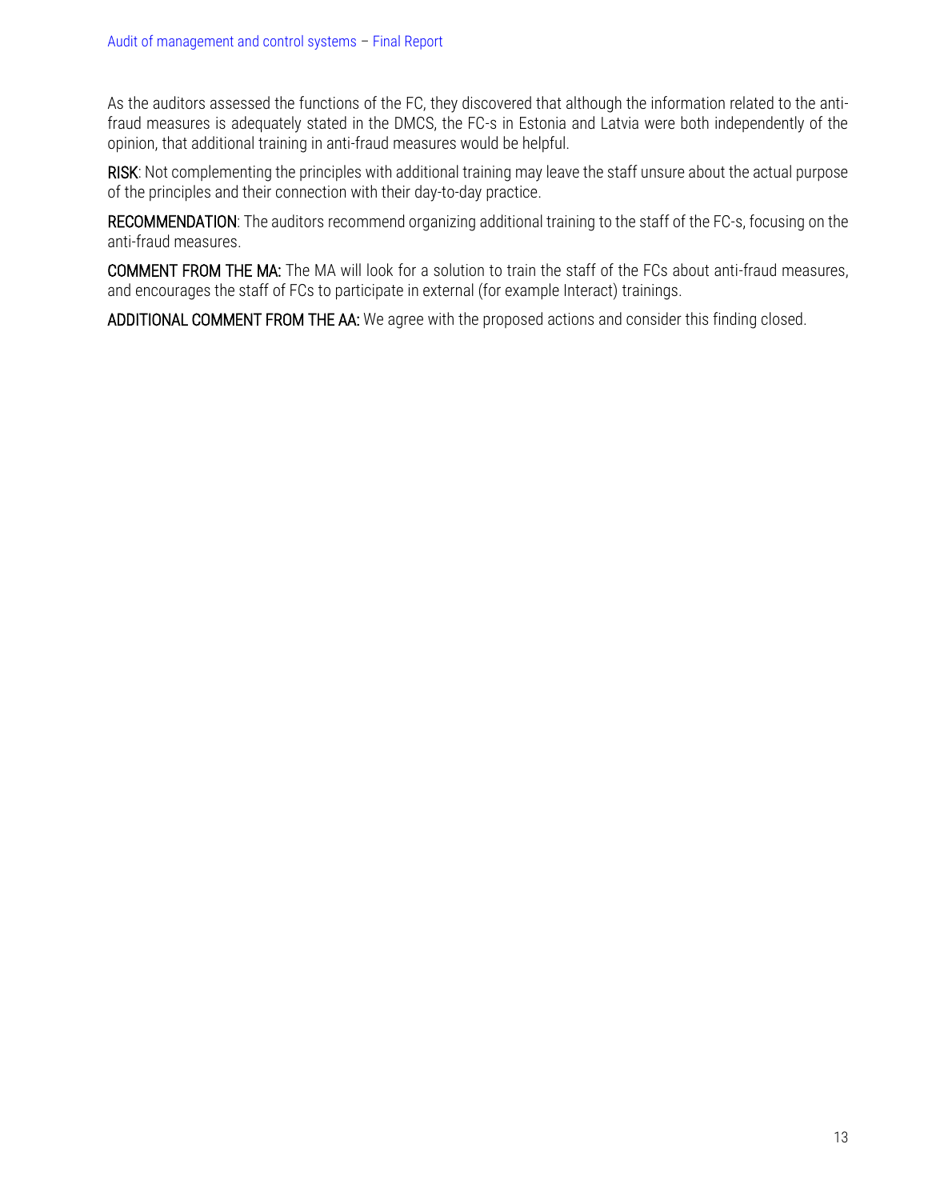As the auditors assessed the functions of the FC, they discovered that although the information related to the anti-fraud measures is adequately stated in the DMCS, the FC-s in Estonia and Latvia were both independently of the opinion, that additional training in anti-fraud measures would be helpful.

**RISK**: Not complementing the principles with additional training may leave the staff unsure about the actual purpose of the principles and their connection with their day-to-day practice.

**RECOMMENDATION**: The auditors recommend organizing additional training to the staff of the FC-s, focusing on the anti-fraud measures.

**COMMENT FROM THE MA:** The MA will look for a solution to train the staff of the FCs about anti-fraud measures, and encourages the staff of FCs to participate in external (for example Interact) trainings.

**ADDITIONAL COMMENT FROM THE AA:** We agree with the proposed actions and consider this finding closed.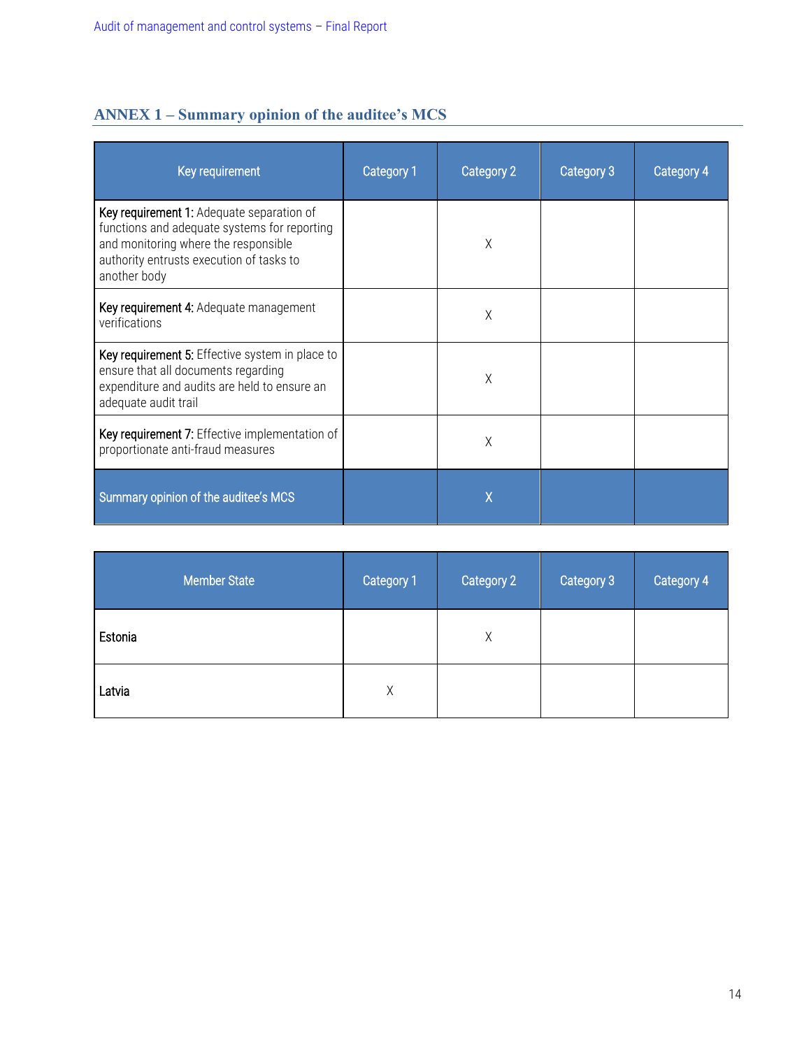## ANNEX 1 – Summary opinion of the auditee's MCS

| Key requirement | Category 1 | Category 2 | Category 3 | Category 4 |
|---|---|---|---|---|
| **Key requirement 1:** Adequate separation of functions and adequate systems for reporting and monitoring where the responsible authority entrusts execution of tasks to another body | | X | | |
| **Key requirement 4:** Adequate management verifications | | X | | |
| **Key requirement 5:** Effective system in place to ensure that all documents regarding expenditure and audits are held to ensure an adequate audit trail | | X | | |
| **Key requirement 7:** Effective implementation of proportionate anti-fraud measures | | X | | |
| Summary opinion of the auditee's MCS | | X | | |

| Member State | Category 1 | Category 2 | Category 3 | Category 4 |
|---|---|---|---|---|
| Estonia | | X | | |
| Latvia | X | | | |